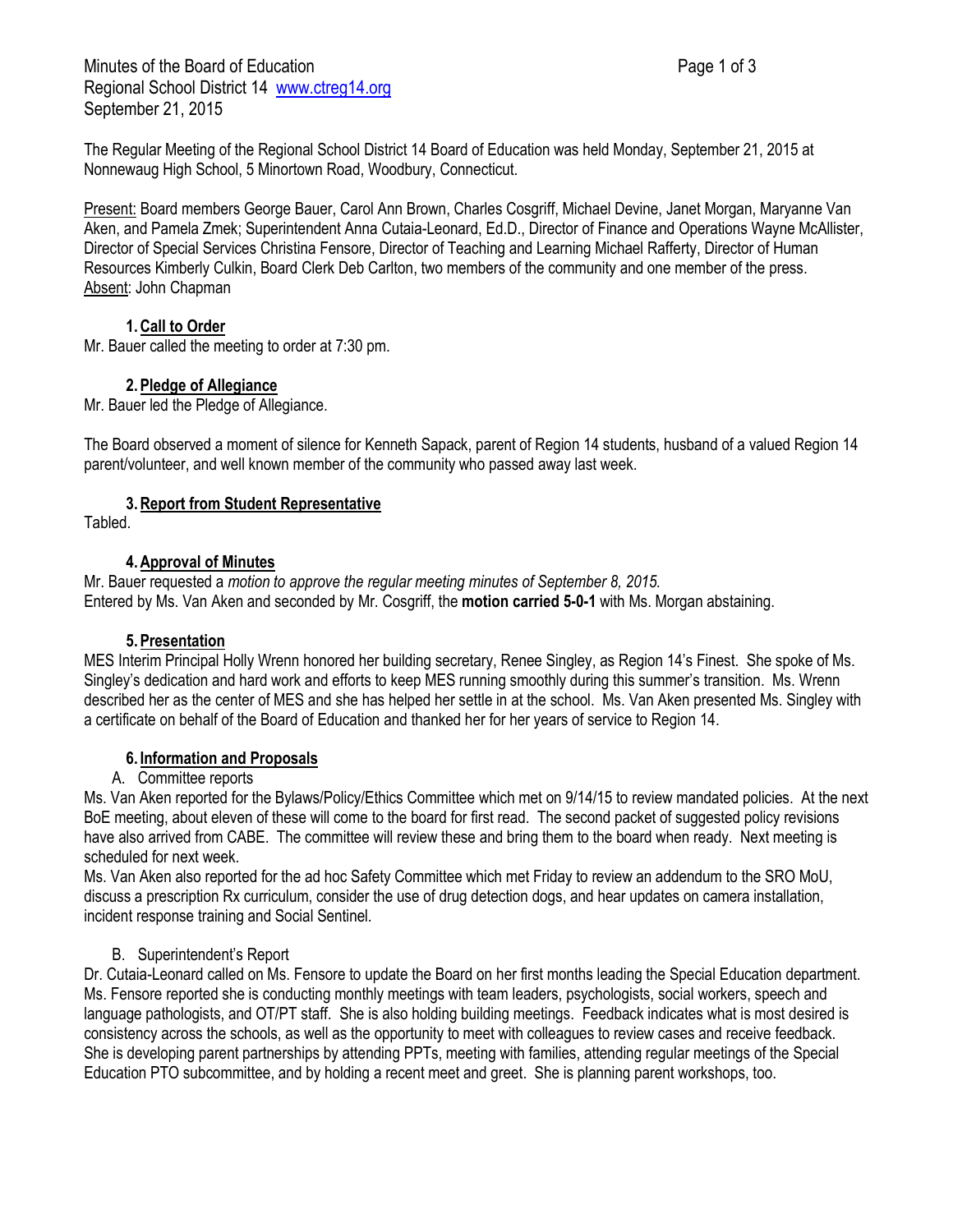Minutes of the Board of Education
Regional School District 14 www.ctreg14.org
September 21, 2015

The Regular Meeting of the Regional School District 14 Board of Education was held Monday, September 21, 2015 at Nonnewaug High School, 5 Minortown Road, Woodbury, Connecticut.

Present: Board members George Bauer, Carol Ann Brown, Charles Cosgriff, Michael Devine, Janet Morgan, Maryanne Van Aken, and Pamela Zmek; Superintendent Anna Cutaia-Leonard, Ed.D., Director of Finance and Operations Wayne McAllister, Director of Special Services Christina Fensore, Director of Teaching and Learning Michael Rafferty, Director of Human Resources Kimberly Culkin, Board Clerk Deb Carlton, two members of the community and one member of the press.
Absent: John Chapman

## 1. Call to Order

Mr. Bauer called the meeting to order at 7:30 pm.

## 2. Pledge of Allegiance

Mr. Bauer led the Pledge of Allegiance.

The Board observed a moment of silence for Kenneth Sapack, parent of Region 14 students, husband of a valued Region 14 parent/volunteer, and well known member of the community who passed away last week.

## 3. Report from Student Representative

Tabled.

## 4. Approval of Minutes

Mr. Bauer requested a *motion to approve the regular meeting minutes of September 8, 2015.*
Entered by Ms. Van Aken and seconded by Mr. Cosgriff, the **motion carried 5-0-1** with Ms. Morgan abstaining.

## 5. Presentation

MES Interim Principal Holly Wrenn honored her building secretary, Renee Singley, as Region 14's Finest. She spoke of Ms. Singley's dedication and hard work and efforts to keep MES running smoothly during this summer's transition. Ms. Wrenn described her as the center of MES and she has helped her settle in at the school. Ms. Van Aken presented Ms. Singley with a certificate on behalf of the Board of Education and thanked her for her years of service to Region 14.

## 6. Information and Proposals

A. Committee reports

Ms. Van Aken reported for the Bylaws/Policy/Ethics Committee which met on 9/14/15 to review mandated policies. At the next BoE meeting, about eleven of these will come to the board for first read. The second packet of suggested policy revisions have also arrived from CABE. The committee will review these and bring them to the board when ready. Next meeting is scheduled for next week.

Ms. Van Aken also reported for the ad hoc Safety Committee which met Friday to review an addendum to the SRO MoU, discuss a prescription Rx curriculum, consider the use of drug detection dogs, and hear updates on camera installation, incident response training and Social Sentinel.

B. Superintendent's Report

Dr. Cutaia-Leonard called on Ms. Fensore to update the Board on her first months leading the Special Education department. Ms. Fensore reported she is conducting monthly meetings with team leaders, psychologists, social workers, speech and language pathologists, and OT/PT staff. She is also holding building meetings. Feedback indicates what is most desired is consistency across the schools, as well as the opportunity to meet with colleagues to review cases and receive feedback. She is developing parent partnerships by attending PPTs, meeting with families, attending regular meetings of the Special Education PTO subcommittee, and by holding a recent meet and greet. She is planning parent workshops, too.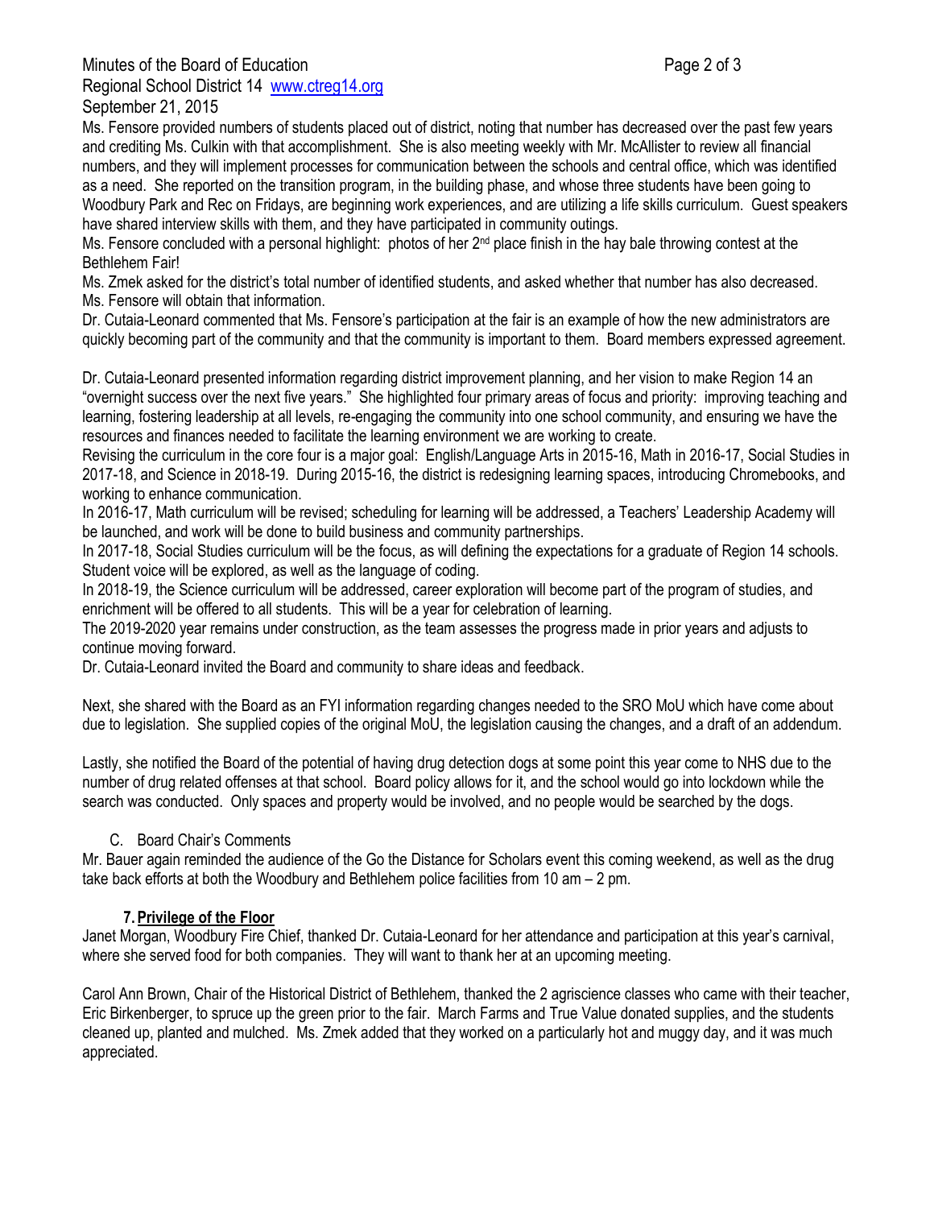Ms. Fensore provided numbers of students placed out of district, noting that number has decreased over the past few years and crediting Ms. Culkin with that accomplishment. She is also meeting weekly with Mr. McAllister to review all financial numbers, and they will implement processes for communication between the schools and central office, which was identified as a need. She reported on the transition program, in the building phase, and whose three students have been going to Woodbury Park and Rec on Fridays, are beginning work experiences, and are utilizing a life skills curriculum. Guest speakers have shared interview skills with them, and they have participated in community outings.

Ms. Fensore concluded with a personal highlight: photos of her 2nd place finish in the hay bale throwing contest at the Bethlehem Fair!

Ms. Zmek asked for the district's total number of identified students, and asked whether that number has also decreased. Ms. Fensore will obtain that information.

Dr. Cutaia-Leonard commented that Ms. Fensore's participation at the fair is an example of how the new administrators are quickly becoming part of the community and that the community is important to them. Board members expressed agreement.

Dr. Cutaia-Leonard presented information regarding district improvement planning, and her vision to make Region 14 an "overnight success over the next five years." She highlighted four primary areas of focus and priority: improving teaching and learning, fostering leadership at all levels, re-engaging the community into one school community, and ensuring we have the resources and finances needed to facilitate the learning environment we are working to create.

Revising the curriculum in the core four is a major goal: English/Language Arts in 2015-16, Math in 2016-17, Social Studies in 2017-18, and Science in 2018-19. During 2015-16, the district is redesigning learning spaces, introducing Chromebooks, and working to enhance communication.

In 2016-17, Math curriculum will be revised; scheduling for learning will be addressed, a Teachers' Leadership Academy will be launched, and work will be done to build business and community partnerships.

In 2017-18, Social Studies curriculum will be the focus, as will defining the expectations for a graduate of Region 14 schools. Student voice will be explored, as well as the language of coding.

In 2018-19, the Science curriculum will be addressed, career exploration will become part of the program of studies, and enrichment will be offered to all students. This will be a year for celebration of learning.

The 2019-2020 year remains under construction, as the team assesses the progress made in prior years and adjusts to continue moving forward.

Dr. Cutaia-Leonard invited the Board and community to share ideas and feedback.

Next, she shared with the Board as an FYI information regarding changes needed to the SRO MoU which have come about due to legislation. She supplied copies of the original MoU, the legislation causing the changes, and a draft of an addendum.

Lastly, she notified the Board of the potential of having drug detection dogs at some point this year come to NHS due to the number of drug related offenses at that school. Board policy allows for it, and the school would go into lockdown while the search was conducted. Only spaces and property would be involved, and no people would be searched by the dogs.

C. Board Chair's Comments

Mr. Bauer again reminded the audience of the Go the Distance for Scholars event this coming weekend, as well as the drug take back efforts at both the Woodbury and Bethlehem police facilities from 10 am – 2 pm.

**7. <u>Privilege of the Floor</u>**

Janet Morgan, Woodbury Fire Chief, thanked Dr. Cutaia-Leonard for her attendance and participation at this year's carnival, where she served food for both companies. They will want to thank her at an upcoming meeting.

Carol Ann Brown, Chair of the Historical District of Bethlehem, thanked the 2 agriscience classes who came with their teacher, Eric Birkenberger, to spruce up the green prior to the fair. March Farms and True Value donated supplies, and the students cleaned up, planted and mulched. Ms. Zmek added that they worked on a particularly hot and muggy day, and it was much appreciated.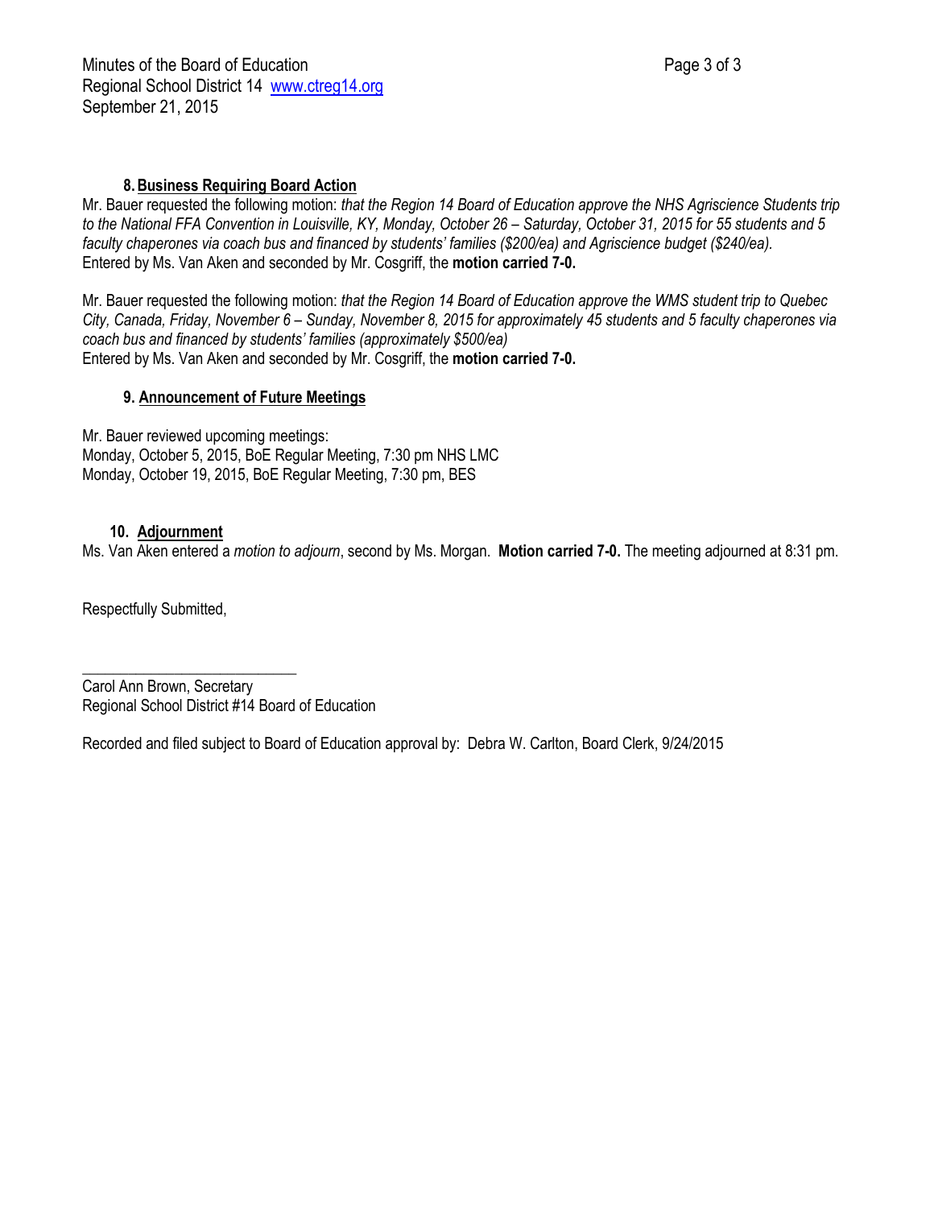### 8. Business Requiring Board Action

Mr. Bauer requested the following motion: *that the Region 14 Board of Education approve the NHS Agriscience Students trip to the National FFA Convention in Louisville, KY, Monday, October 26 – Saturday, October 31, 2015 for 55 students and 5 faculty chaperones via coach bus and financed by students' families ($200/ea) and Agriscience budget ($240/ea).*
Entered by Ms. Van Aken and seconded by Mr. Cosgriff, the **motion carried 7-0.**

Mr. Bauer requested the following motion: *that the Region 14 Board of Education approve the WMS student trip to Quebec City, Canada, Friday, November 6 – Sunday, November 8, 2015 for approximately 45 students and 5 faculty chaperones via coach bus and financed by students' families (approximately $500/ea)*
Entered by Ms. Van Aken and seconded by Mr. Cosgriff, the **motion carried 7-0.**

### 9. Announcement of Future Meetings

Mr. Bauer reviewed upcoming meetings:
Monday, October 5, 2015, BoE Regular Meeting, 7:30 pm NHS LMC
Monday, October 19, 2015, BoE Regular Meeting, 7:30 pm, BES

### 10. Adjournment

Ms. Van Aken entered a *motion to adjourn*, second by Ms. Morgan. **Motion carried 7-0.** The meeting adjourned at 8:31 pm.

Respectfully Submitted,

\_\_\_\_\_\_\_\_\_\_\_\_\_\_\_\_\_\_\_\_\_\_\_\_\_\_\_\_

Carol Ann Brown, Secretary
Regional School District #14 Board of Education

Recorded and filed subject to Board of Education approval by: Debra W. Carlton, Board Clerk, 9/24/2015